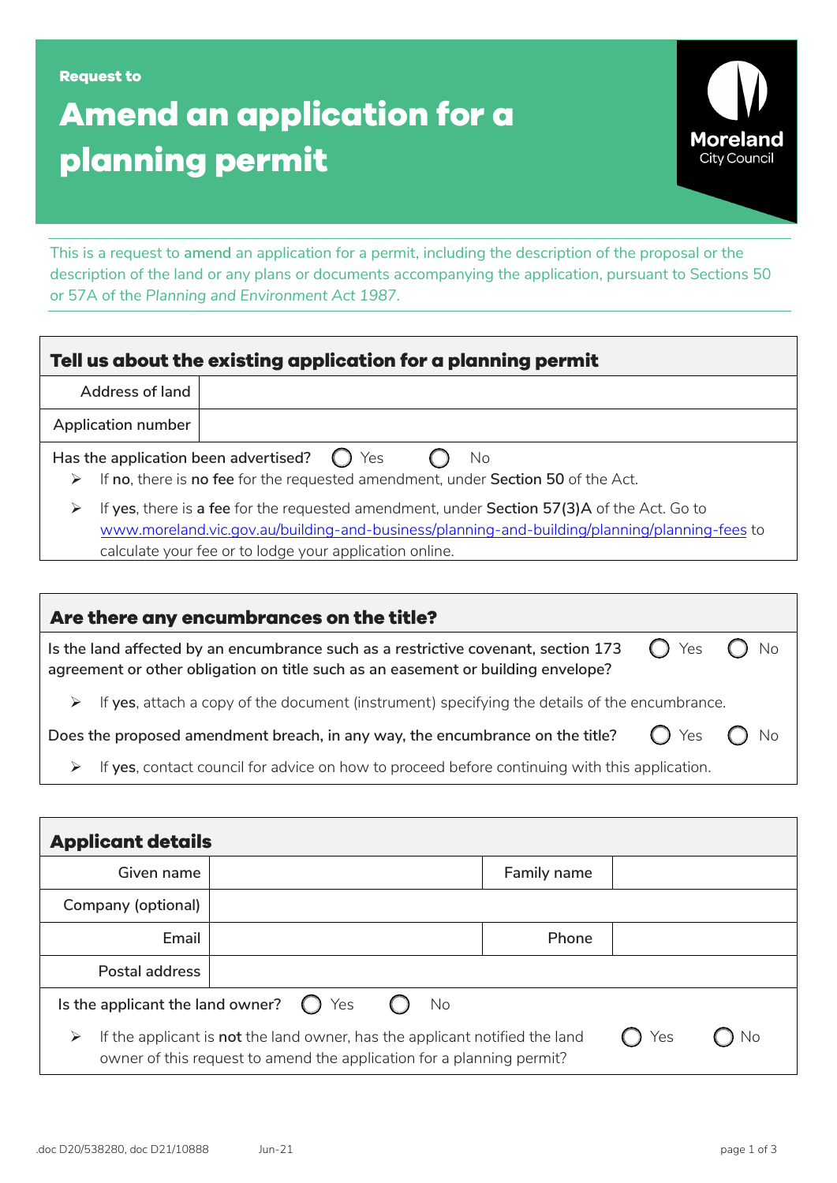Request to

# Amend an application for a planning permit

Moreland City Council

This is a request to amend an application for a permit, including the description of the proposal or the description of the land or any plans or documents accompanying the application, pursuant to Sections 50 or 57A of the *Planning and Environment Act 1987*.

## Tell us about the existing application for a planning permit

| | |
|---|---|
| Address of land | |
| Application number | |

Has the application been advertised? ◯ Yes ◯ No

- If **no**, there is **no fee** for the requested amendment, under **Section 50** of the Act.
- If **yes**, there is **a fee** for the requested amendment, under **Section 57(3)A** of the Act. Go to www.moreland.vic.gov.au/building-and-business/planning-and-building/planning/planning-fees to calculate your fee or to lodge your application online.

## Are there any encumbrances on the title?

Is the land affected by an encumbrance such as a restrictive covenant, section 173 agreement or other obligation on title such as an easement or building envelope? ◯ Yes ◯ No

- If **yes**, attach a copy of the document (instrument) specifying the details of the encumbrance.

Does the proposed amendment breach, in any way, the encumbrance on the title? ◯ Yes ◯ No

- If **yes**, contact council for advice on how to proceed before continuing with this application.

## Applicant details

| | | | |
|---|---|---|---|
| Given name | | Family name | |
| Company (optional) | | | |
| Email | | Phone | |
| Postal address | | | |

Is the applicant the land owner? ◯ Yes ◯ No

- If the applicant is **not** the land owner, has the applicant notified the land owner of this request to amend the application for a planning permit? ◯ Yes ◯ No

.doc D20/538280, doc D21/10888 Jun-21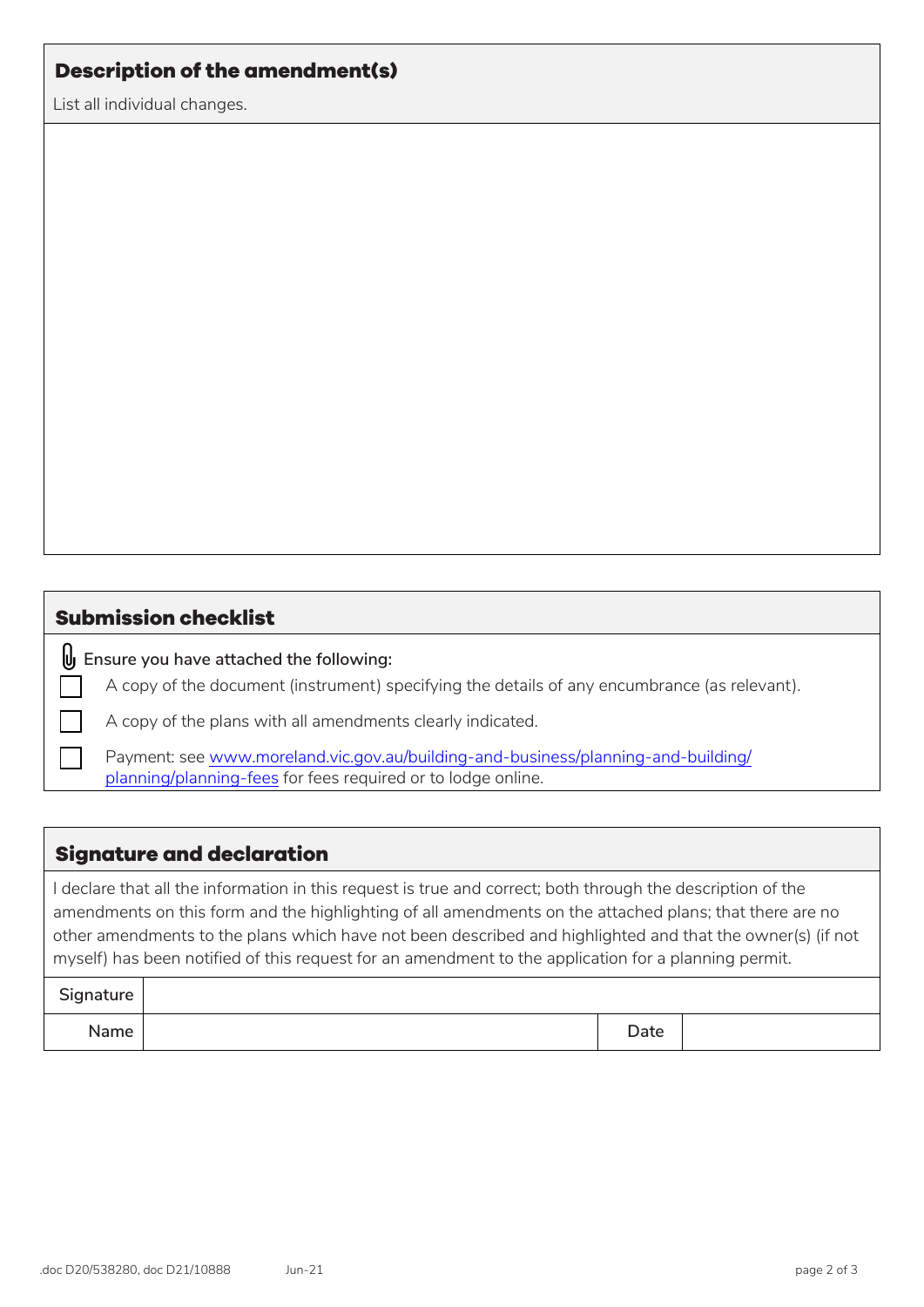## Description of the amendment(s)

List all individual changes.

## Submission checklist

Ensure you have attached the following:

- [ ] A copy of the document (instrument) specifying the details of any encumbrance (as relevant).
- [ ] A copy of the plans with all amendments clearly indicated.
- [ ] Payment: see www.moreland.vic.gov.au/building-and-business/planning-and-building/planning/planning-fees for fees required or to lodge online.

## Signature and declaration

I declare that all the information in this request is true and correct; both through the description of the amendments on this form and the highlighting of all amendments on the attached plans; that there are no other amendments to the plans which have not been described and highlighted and that the owner(s) (if not myself) has been notified of this request for an amendment to the application for a planning permit.

| | | | |
|---|---|---|---|
| Signature | | | |
| Name | | Date | |

.doc D20/538280, doc D21/10888 Jun-21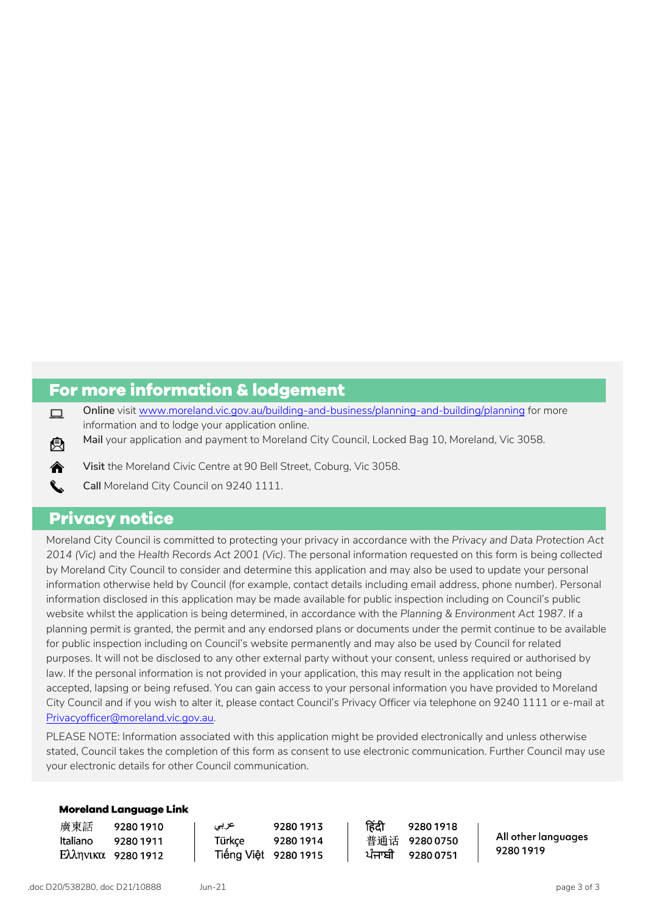## For more information & lodgement

**Online** visit www.moreland.vic.gov.au/building-and-business/planning-and-building/planning for more information and to lodge your application online.

**Mail** your application and payment to Moreland City Council, Locked Bag 10, Moreland, Vic 3058.

**Visit** the Moreland Civic Centre at 90 Bell Street, Coburg, Vic 3058.

**Call** Moreland City Council on 9240 1111.

## Privacy notice

Moreland City Council is committed to protecting your privacy in accordance with the *Privacy and Data Protection Act 2014 (Vic)* and the *Health Records Act 2001 (Vic)*. The personal information requested on this form is being collected by Moreland City Council to consider and determine this application and may also be used to update your personal information otherwise held by Council (for example, contact details including email address, phone number). Personal information disclosed in this application may be made available for public inspection including on Council's public website whilst the application is being determined, in accordance with the *Planning & Environment Act 1987*. If a planning permit is granted, the permit and any endorsed plans or documents under the permit continue to be available for public inspection including on Council's website permanently and may also be used by Council for related purposes. It will not be disclosed to any other external party without your consent, unless required or authorised by law. If the personal information is not provided in your application, this may result in the application not being accepted, lapsing or being refused. You can gain access to your personal information you have provided to Moreland City Council and if you wish to alter it, please contact Council's Privacy Officer via telephone on 9240 1111 or e-mail at Privacyofficer@moreland.vic.gov.au.

PLEASE NOTE: Information associated with this application might be provided electronically and unless otherwise stated, Council takes the completion of this form as consent to use electronic communication. Further Council may use your electronic details for other Council communication.

**Moreland Language Link**

| | | | | | | |
|---|---|---|---|---|---|---|
| 廣東話 | 9280 1910 | عربي | 9280 1913 | हिंदी | 9280 1918 | All other languages 9280 1919 |
| Italiano | 9280 1911 | Türkçe | 9280 1914 | 普通话 | 9280 0750 | |
| Ελληνικα | 9280 1912 | Tiếng Việt | 9280 1915 | ਪੰਜਾਬੀ | 9280 0751 | |

.doc D20/538280, doc D21/10888 Jun-21